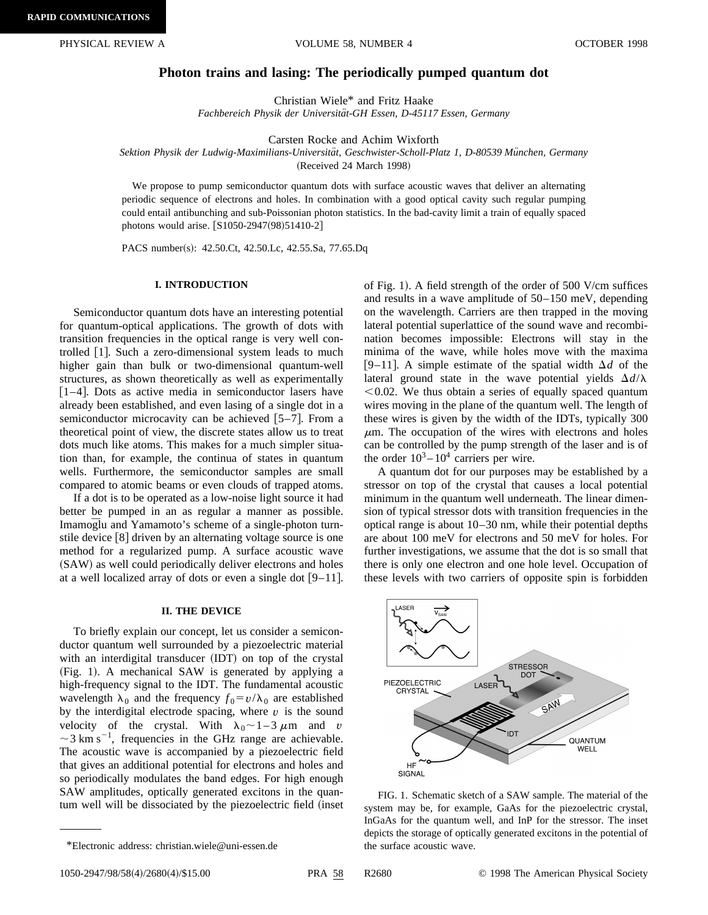**RAPID COMMUNICATIONS**

# Photon trains and lasing: The periodically pumped quantum dot

Christian Wiele* and Fritz Haake

*Fachbereich Physik der Universität-GH Essen, D-45117 Essen, Germany*

Carsten Rocke and Achim Wixforth

*Sektion Physik der Ludwig-Maximilians-Universität, Geschwister-Scholl-Platz 1, D-80539 München, Germany*

(Received 24 March 1998)

We propose to pump semiconductor quantum dots with surface acoustic waves that deliver an alternating periodic sequence of electrons and holes. In combination with a good optical cavity such regular pumping could entail antibunching and sub-Poissonian photon statistics. In the bad-cavity limit a train of equally spaced photons would arise. [S1050-2947(98)51410-2]

PACS number(s): 42.50.Ct, 42.50.Lc, 42.55.Sa, 77.65.Dq

## I. INTRODUCTION

Semiconductor quantum dots have an interesting potential for quantum-optical applications. The growth of dots with transition frequencies in the optical range is very well controlled [1]. Such a zero-dimensional system leads to much higher gain than bulk or two-dimensional quantum-well structures, as shown theoretically as well as experimentally [1–4]. Dots as active media in semiconductor lasers have already been established, and even lasing of a single dot in a semiconductor microcavity can be achieved [5–7]. From a theoretical point of view, the discrete states allow us to treat dots much like atoms. This makes for a much simpler situation than, for example, the continua of states in quantum wells. Furthermore, the semiconductor samples are small compared to atomic beams or even clouds of trapped atoms.

If a dot is to be operated as a low-noise light source it had better be pumped in an as regular a manner as possible. Imamoḡlu and Yamamoto's scheme of a single-photon turnstile device [8] driven by an alternating voltage source is one method for a regularized pump. A surface acoustic wave (SAW) as well could periodically deliver electrons and holes at a well localized array of dots or even a single dot [9–11].

## II. THE DEVICE

To briefly explain our concept, let us consider a semiconductor quantum well surrounded by a piezoelectric material with an interdigital transducer (IDT) on top of the crystal (Fig. 1). A mechanical SAW is generated by applying a high-frequency signal to the IDT. The fundamental acoustic wavelength $\lambda_0$ and the frequency $f_0 = v/\lambda_0$ are established by the interdigital electrode spacing, where $v$ is the sound velocity of the crystal. With $\lambda_0 \sim 1-3\,\mu$m and $v \sim 3\,\mathrm{km\,s^{-1}}$, frequencies in the GHz range are achievable. The acoustic wave is accompanied by a piezoelectric field that gives an additional potential for electrons and holes and so periodically modulates the band edges. For high enough SAW amplitudes, optically generated excitons in the quantum well will be dissociated by the piezoelectric field (inset of Fig. 1). A field strength of the order of 500 V/cm suffices and results in a wave amplitude of 50–150 meV, depending on the wavelength. Carriers are then trapped in the moving lateral potential superlattice of the sound wave and recombination becomes impossible: Electrons will stay in the minima of the wave, while holes move with the maxima [9–11]. A simple estimate of the spatial width $\Delta d$ of the lateral ground state in the wave potential yields $\Delta d/\lambda < 0.02$. We thus obtain a series of equally spaced quantum wires moving in the plane of the quantum well. The length of these wires is given by the width of the IDTs, typically 300 $\mu$m. The occupation of the wires with electrons and holes can be controlled by the pump strength of the laser and is of the order $10^3-10^4$ carriers per wire.

A quantum dot for our purposes may be established by a stressor on top of the crystal that causes a local potential minimum in the quantum well underneath. The linear dimension of typical stressor dots with transition frequencies in the optical range is about 10–30 nm, while their potential depths are about 100 meV for electrons and 50 meV for holes. For further investigations, we assume that the dot is so small that there is only one electron and one hole level. Occupation of these levels with two carriers of opposite spin is forbidden

FIG. 1. Schematic sketch of a SAW sample. The material of the system may be, for example, GaAs for the piezoelectric crystal, InGaAs for the quantum well, and InP for the stressor. The inset depicts the storage of optically generated excitons in the potential of the surface acoustic wave.

*Electronic address: christian.wiele@uni-essen.de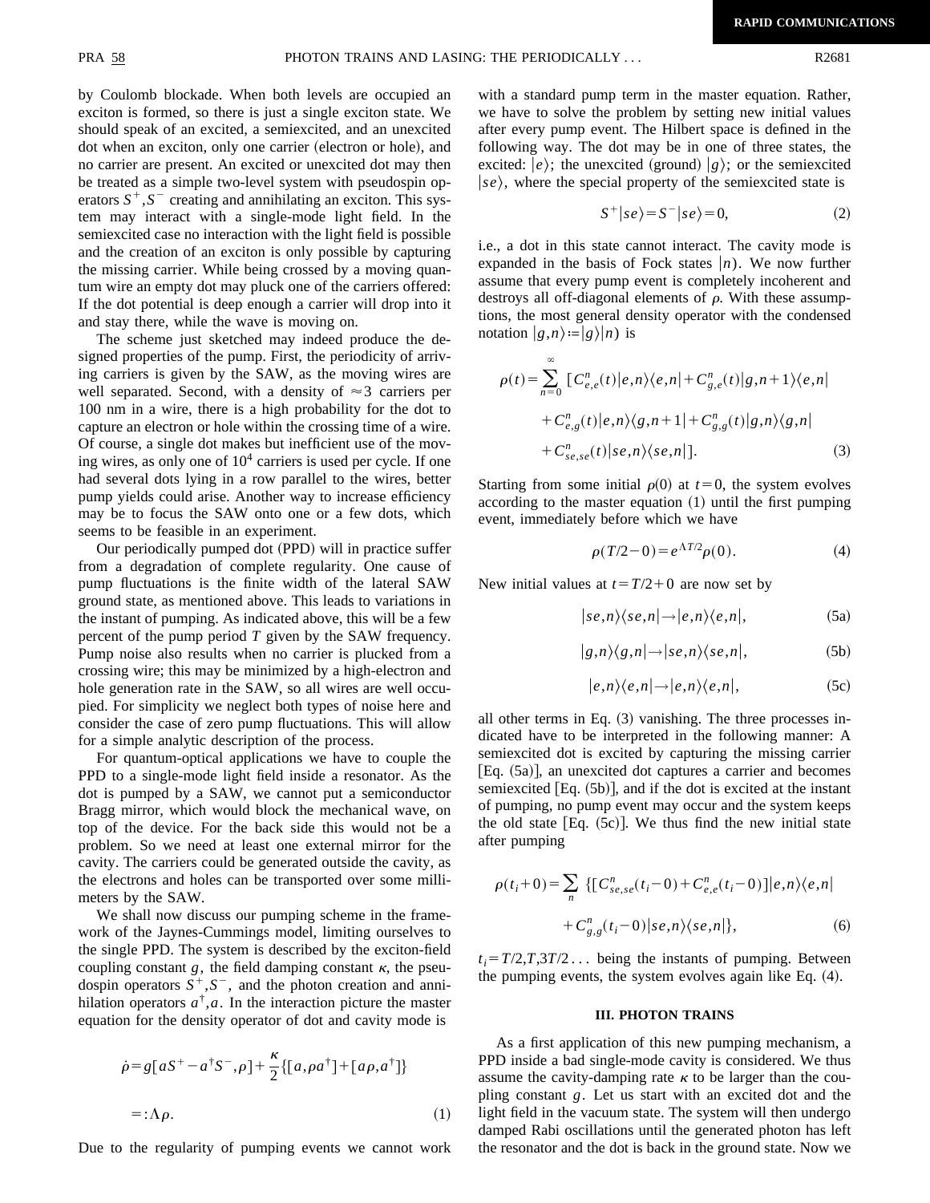by Coulomb blockade. When both levels are occupied an exciton is formed, so there is just a single exciton state. We should speak of an excited, a semiexcited, and an unexcited dot when an exciton, only one carrier (electron or hole), and no carrier are present. An excited or unexcited dot may then be treated as a simple two-level system with pseudospin operators $S^+,S^-$ creating and annihilating an exciton. This system may interact with a single-mode light field. In the semiexcited case no interaction with the light field is possible and the creation of an exciton is only possible by capturing the missing carrier. While being crossed by a moving quantum wire an empty dot may pluck one of the carriers offered: If the dot potential is deep enough a carrier will drop into it and stay there, while the wave is moving on.

The scheme just sketched may indeed produce the designed properties of the pump. First, the periodicity of arriving carriers is given by the SAW, as the moving wires are well separated. Second, with a density of $\approx 3$ carriers per 100 nm in a wire, there is a high probability for the dot to capture an electron or hole within the crossing time of a wire. Of course, a single dot makes but inefficient use of the moving wires, as only one of $10^4$ carriers is used per cycle. If one had several dots lying in a row parallel to the wires, better pump yields could arise. Another way to increase efficiency may be to focus the SAW onto one or a few dots, which seems to be feasible in an experiment.

Our periodically pumped dot (PPD) will in practice suffer from a degradation of complete regularity. One cause of pump fluctuations is the finite width of the lateral SAW ground state, as mentioned above. This leads to variations in the instant of pumping. As indicated above, this will be a few percent of the pump period $T$ given by the SAW frequency. Pump noise also results when no carrier is plucked from a crossing wire; this may be minimized by a high-electron and hole generation rate in the SAW, so all wires are well occupied. For simplicity we neglect both types of noise here and consider the case of zero pump fluctuations. This will allow for a simple analytic description of the process.

For quantum-optical applications we have to couple the PPD to a single-mode light field inside a resonator. As the dot is pumped by a SAW, we cannot put a semiconductor Bragg mirror, which would block the mechanical wave, on top of the device. For the back side this would not be a problem. So we need at least one external mirror for the cavity. The carriers could be generated outside the cavity, as the electrons and holes can be transported over some millimeters by the SAW.

We shall now discuss our pumping scheme in the framework of the Jaynes-Cummings model, limiting ourselves to the single PPD. The system is described by the exciton-field coupling constant $g$, the field damping constant $\kappa$, the pseudospin operators $S^+,S^-$, and the photon creation and annihilation operators $a^\dagger,a$. In the interaction picture the master equation for the density operator of dot and cavity mode is

$$\dot{\rho}=g[aS^+-a^\dagger S^-,\rho]+\frac{\kappa}{2}\{[a,\rho a^\dagger]+[a\rho,a^\dagger]\}$$
$$=:\Lambda\rho. \tag{1}$$

Due to the regularity of pumping events we cannot work with a standard pump term in the master equation. Rather, we have to solve the problem by setting new initial values after every pump event. The Hilbert space is defined in the following way. The dot may be in one of three states, the excited: $|e\rangle$; the unexcited (ground) $|g\rangle$; or the semiexcited $|se\rangle$, where the special property of the semiexcited state is

$$S^+|se\rangle=S^-|se\rangle=0, \tag{2}$$

i.e., a dot in this state cannot interact. The cavity mode is expanded in the basis of Fock states $|n\rangle$. We now further assume that every pump event is completely incoherent and destroys all off-diagonal elements of $\rho$. With these assumptions, the most general density operator with the condensed notation $|g,n\rangle := |g\rangle|n\rangle$ is

$$\rho(t)=\sum_{n=0}^{\infty}[C^n_{e,e}(t)|e,n\rangle\langle e,n|+C^n_{g,e}(t)|g,n+1\rangle\langle e,n|$$
$$+C^n_{e,g}(t)|e,n\rangle\langle g,n+1|+C^n_{g,g}(t)|g,n\rangle\langle g,n|$$
$$+C^n_{se,se}(t)|se,n\rangle\langle se,n|]. \tag{3}$$

Starting from some initial $\rho(0)$ at $t=0$, the system evolves according to the master equation (1) until the first pumping event, immediately before which we have

$$\rho(T/2-0)=e^{\Lambda T/2}\rho(0). \tag{4}$$

New initial values at $t=T/2+0$ are now set by

$$|se,n\rangle\langle se,n|\rightarrow|e,n\rangle\langle e,n|, \tag{5a}$$

$$|g,n\rangle\langle g,n|\rightarrow|se,n\rangle\langle se,n|, \tag{5b}$$

$$|e,n\rangle\langle e,n|\rightarrow|e,n\rangle\langle e,n|, \tag{5c}$$

all other terms in Eq. (3) vanishing. The three processes indicated have to be interpreted in the following manner: A semiexcited dot is excited by capturing the missing carrier [Eq. (5a)], an unexcited dot captures a carrier and becomes semiexcited [Eq. (5b)], and if the dot is excited at the instant of pumping, no pump event may occur and the system keeps the old state [Eq. (5c)]. We thus find the new initial state after pumping

$$\rho(t_i+0)=\sum_n\{[C^n_{se,se}(t_i-0)+C^n_{e,e}(t_i-0)]|e,n\rangle\langle e,n|$$
$$+C^n_{g,g}(t_i-0)|se,n\rangle\langle se,n|\}, \tag{6}$$

$t_i=T/2,T,3T/2\ldots$ being the instants of pumping. Between the pumping events, the system evolves again like Eq. (4).

### III. PHOTON TRAINS

As a first application of this new pumping mechanism, a PPD inside a bad single-mode cavity is considered. We thus assume the cavity-damping rate $\kappa$ to be larger than the coupling constant $g$. Let us start with an excited dot and the light field in the vacuum state. The system will then undergo damped Rabi oscillations until the generated photon has left the resonator and the dot is back in the ground state. Now we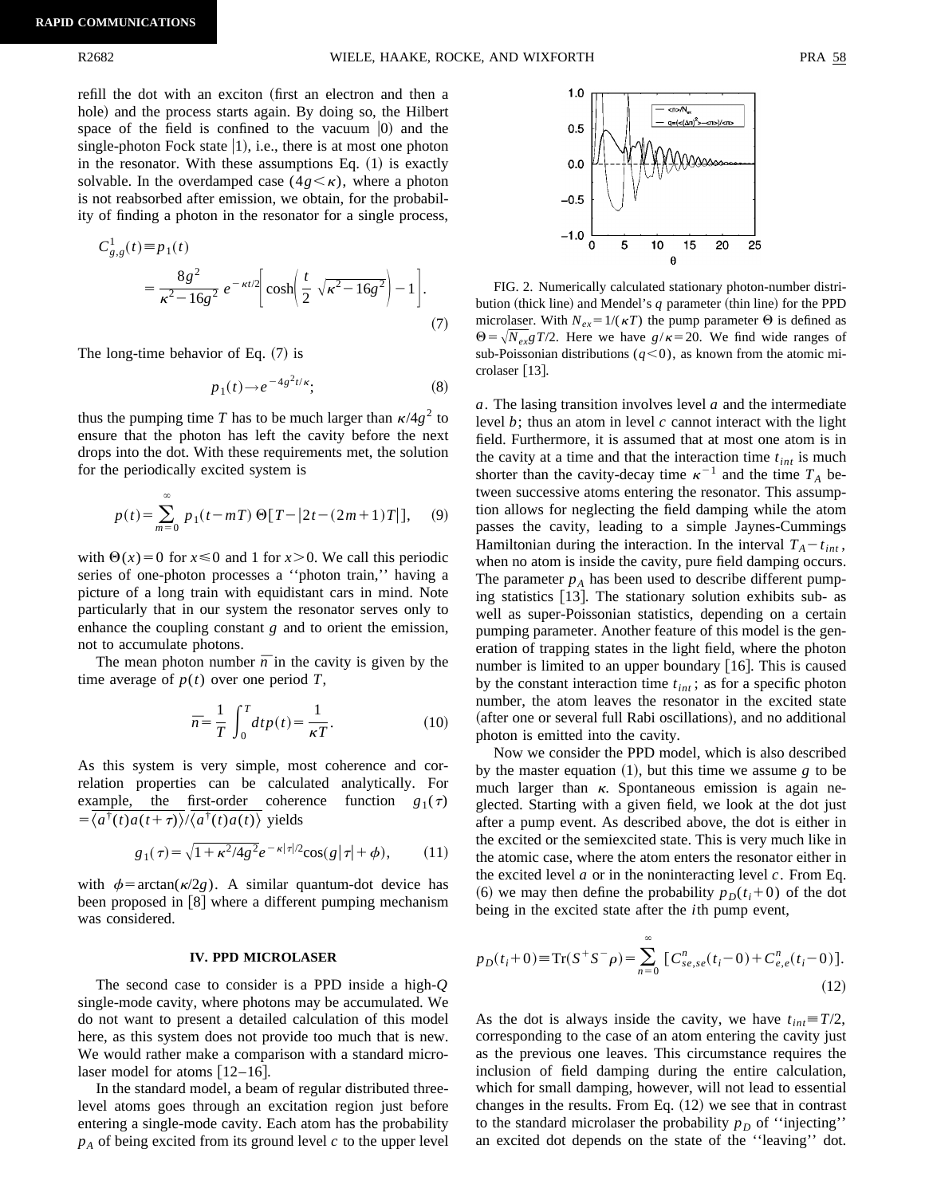refill the dot with an exciton (first an electron and then a hole) and the process starts again. By doing so, the Hilbert space of the field is confined to the vacuum $|0\rangle$ and the single-photon Fock state $|1\rangle$, i.e., there is at most one photon in the resonator. With these assumptions Eq. (1) is exactly solvable. In the overdamped case $(4g<\kappa)$, where a photon is not reabsorbed after emission, we obtain, for the probability of finding a photon in the resonator for a single process,

$$C_{g,g}^{1}(t)\equiv p_1(t)$$
$$=\frac{8g^2}{\kappa^2-16g^2}\,e^{-\kappa t/2}\left[\cosh\left(\frac{t}{2}\sqrt{\kappa^2-16g^2}\right)-1\right]. \tag{7}$$

The long-time behavior of Eq. (7) is

$$p_1(t)\rightarrow e^{-4g^2t/\kappa}; \tag{8}$$

thus the pumping time $T$ has to be much larger than $\kappa/4g^2$ to ensure that the photon has left the cavity before the next drops into the dot. With these requirements met, the solution for the periodically excited system is

$$p(t)=\sum_{m=0}^{\infty} p_1(t-mT)\,\Theta[T-|2t-(2m+1)T|], \tag{9}$$

with $\Theta(x)=0$ for $x\leqslant 0$ and 1 for $x>0$. We call this periodic series of one-photon processes a ''photon train,'' having a picture of a long train with equidistant cars in mind. Note particularly that in our system the resonator serves only to enhance the coupling constant $g$ and to orient the emission, not to accumulate photons.

The mean photon number $\bar{n}$ in the cavity is given by the time average of $p(t)$ over one period $T$,

$$\bar{n}=\frac{1}{T}\int_0^T dt\,p(t)=\frac{1}{\kappa T}. \tag{10}$$

As this system is very simple, most coherence and correlation properties can be calculated analytically. For example, the first-order coherence function $g_1(\tau)=\overline{\langle a^\dagger(t)a(t+\tau)\rangle}/\overline{\langle a^\dagger(t)a(t)\rangle}$ yields

$$g_1(\tau)=\sqrt{1+\kappa^2/4g^2}\,e^{-\kappa|\tau|/2}\cos(g|\tau|+\phi), \tag{11}$$

with $\phi=\arctan(\kappa/2g)$. A similar quantum-dot device has been proposed in [8] where a different pumping mechanism was considered.

## IV. PPD MICROLASER

The second case to consider is a PPD inside a high-$Q$ single-mode cavity, where photons may be accumulated. We do not want to present a detailed calculation of this model here, as this system does not provide too much that is new. We would rather make a comparison with a standard microlaser model for atoms [12–16].

In the standard model, a beam of regular distributed three-level atoms goes through an excitation region just before entering a single-mode cavity. Each atom has the probability $p_A$ of being excited from its ground level $c$ to the upper level $a$. The lasing transition involves level $a$ and the intermediate level $b$; thus an atom in level $c$ cannot interact with the light field. Furthermore, it is assumed that at most one atom is in the cavity at a time and that the interaction time $t_{int}$ is much shorter than the cavity-decay time $\kappa^{-1}$ and the time $T_A$ between successive atoms entering the resonator. This assumption allows for neglecting the field damping while the atom passes the cavity, leading to a simple Jaynes-Cummings Hamiltonian during the interaction. In the interval $T_A-t_{int}$, when no atom is inside the cavity, pure field damping occurs. The parameter $p_A$ has been used to describe different pumping statistics [13]. The stationary solution exhibits sub- as well as super-Poissonian statistics, depending on a certain pumping parameter. Another feature of this model is the generation of trapping states in the light field, where the photon number is limited to an upper boundary [16]. This is caused by the constant interaction time $t_{int}$; as for a specific photon number, the atom leaves the resonator in the excited state (after one or several full Rabi oscillations), and no additional photon is emitted into the cavity.

FIG. 2. Numerically calculated stationary photon-number distribution (thick line) and Mendel's $q$ parameter (thin line) for the PPD microlaser. With $N_{ex}=1/(\kappa T)$ the pump parameter $\Theta$ is defined as $\Theta=\sqrt{N_{ex}}gT/2$. Here we have $g/\kappa=20$. We find wide ranges of sub-Poissonian distributions $(q<0)$, as known from the atomic microlaser [13].

Now we consider the PPD model, which is also described by the master equation (1), but this time we assume $g$ to be much larger than $\kappa$. Spontaneous emission is again neglected. Starting with a given field, we look at the dot just after a pump event. As described above, the dot is either in the excited or the semiexcited state. This is very much like in the atomic case, where the atom enters the resonator either in the excited level $a$ or in the noninteracting level $c$. From Eq. (6) we may then define the probability $p_D(t_i+0)$ of the dot being in the excited state after the $i$th pump event,

$$p_D(t_i+0)\equiv \mathrm{Tr}(S^+S^-\rho)=\sum_{n=0}^{\infty}\,[C_{se,se}^{n}(t_i-0)+C_{e,e}^{n}(t_i-0)]. \tag{12}$$

As the dot is always inside the cavity, we have $t_{int}\equiv T/2$, corresponding to the case of an atom entering the cavity just as the previous one leaves. This circumstance requires the inclusion of field damping during the entire calculation, which for small damping, however, will not lead to essential changes in the results. From Eq. (12) we see that in contrast to the standard microlaser the probability $p_D$ of ''injecting'' an excited dot depends on the state of the ''leaving'' dot.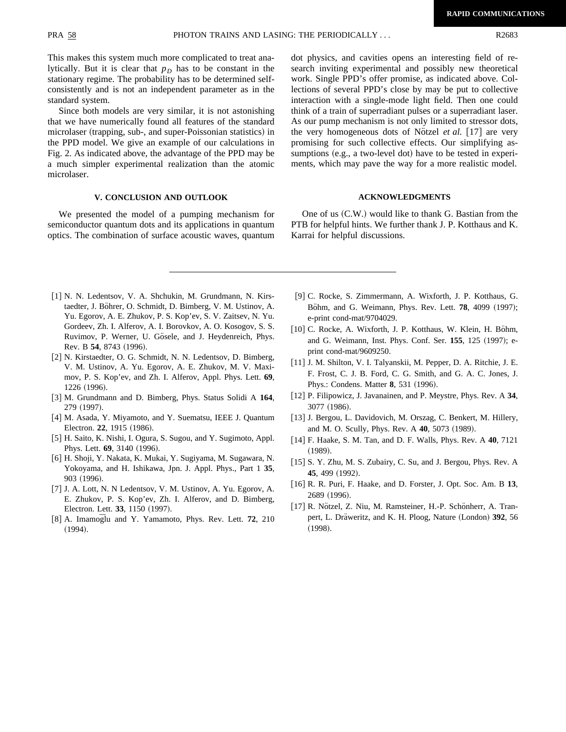This makes this system much more complicated to treat analytically. But it is clear that $p_D$ has to be constant in the stationary regime. The probability has to be determined self-consistently and is not an independent parameter as in the standard system.

Since both models are very similar, it is not astonishing that we have numerically found all features of the standard microlaser (trapping, sub-, and super-Poissonian statistics) in the PPD model. We give an example of our calculations in Fig. 2. As indicated above, the advantage of the PPD may be a much simpler experimental realization than the atomic microlaser.

## V. CONCLUSION AND OUTLOOK

We presented the model of a pumping mechanism for semiconductor quantum dots and its applications in quantum optics. The combination of surface acoustic waves, quantum dot physics, and cavities opens an interesting field of research inviting experimental and possibly new theoretical work. Single PPD's offer promise, as indicated above. Collections of several PPD's close by may be put to collective interaction with a single-mode light field. Then one could think of a train of superradiant pulses or a superradiant laser. As our pump mechanism is not only limited to stressor dots, the very homogeneous dots of Nötzel *et al.* [17] are very promising for such collective effects. Our simplifying assumptions (e.g., a two-level dot) have to be tested in experiments, which may pave the way for a more realistic model.

## ACKNOWLEDGMENTS

One of us (C.W.) would like to thank G. Bastian from the PTB for helpful hints. We further thank J. P. Kotthaus and K. Karrai for helpful discussions.

---

[1] N. N. Ledentsov, V. A. Shchukin, M. Grundmann, N. Kirstaedter, J. Böhrer, O. Schmidt, D. Bimberg, V. M. Ustinov, A. Yu. Egorov, A. E. Zhukov, P. S. Kop'ev, S. V. Zaitsev, N. Yu. Gordeev, Zh. I. Alferov, A. I. Borovkov, A. O. Kosogov, S. S. Ruvimov, P. Werner, U. Gösele, and J. Heydenreich, Phys. Rev. B **54**, 8743 (1996).

[2] N. Kirstaedter, O. G. Schmidt, N. N. Ledentsov, D. Bimberg, V. M. Ustinov, A. Yu. Egorov, A. E. Zhukov, M. V. Maximov, P. S. Kop'ev, and Zh. I. Alferov, Appl. Phys. Lett. **69**, 1226 (1996).

[3] M. Grundmann and D. Bimberg, Phys. Status Solidi A **164**, 279 (1997).

[4] M. Asada, Y. Miyamoto, and Y. Suematsu, IEEE J. Quantum Electron. **22**, 1915 (1986).

[5] H. Saito, K. Nishi, I. Ogura, S. Sugou, and Y. Sugimoto, Appl. Phys. Lett. **69**, 3140 (1996).

[6] H. Shoji, Y. Nakata, K. Mukai, Y. Sugiyama, M. Sugawara, N. Yokoyama, and H. Ishikawa, Jpn. J. Appl. Phys., Part 1 **35**, 903 (1996).

[7] J. A. Lott, N. N Ledentsov, V. M. Ustinov, A. Yu. Egorov, A. E. Zhukov, P. S. Kop'ev, Zh. I. Alferov, and D. Bimberg, Electron. Lett. **33**, 1150 (1997).

[8] A. Imamoḡlu and Y. Yamamoto, Phys. Rev. Lett. **72**, 210 (1994).

[9] C. Rocke, S. Zimmermann, A. Wixforth, J. P. Kotthaus, G. Böhm, and G. Weimann, Phys. Rev. Lett. **78**, 4099 (1997); e-print cond-mat/9704029.

[10] C. Rocke, A. Wixforth, J. P. Kotthaus, W. Klein, H. Böhm, and G. Weimann, Inst. Phys. Conf. Ser. **155**, 125 (1997); e-print cond-mat/9609250.

[11] J. M. Shilton, V. I. Talyanskii, M. Pepper, D. A. Ritchie, J. E. F. Frost, C. J. B. Ford, C. G. Smith, and G. A. C. Jones, J. Phys.: Condens. Matter **8**, 531 (1996).

[12] P. Filipowicz, J. Javanainen, and P. Meystre, Phys. Rev. A **34**, 3077 (1986).

[13] J. Bergou, L. Davidovich, M. Orszag, C. Benkert, M. Hillery, and M. O. Scully, Phys. Rev. A **40**, 5073 (1989).

[14] F. Haake, S. M. Tan, and D. F. Walls, Phys. Rev. A **40**, 7121 (1989).

[15] S. Y. Zhu, M. S. Zubairy, C. Su, and J. Bergou, Phys. Rev. A **45**, 499 (1992).

[16] R. R. Puri, F. Haake, and D. Forster, J. Opt. Soc. Am. B **13**, 2689 (1996).

[17] R. Nötzel, Z. Niu, M. Ramsteiner, H.-P. Schönherr, A. Tranpert, L. Däweritz, and K. H. Ploog, Nature (London) **392**, 56 (1998).